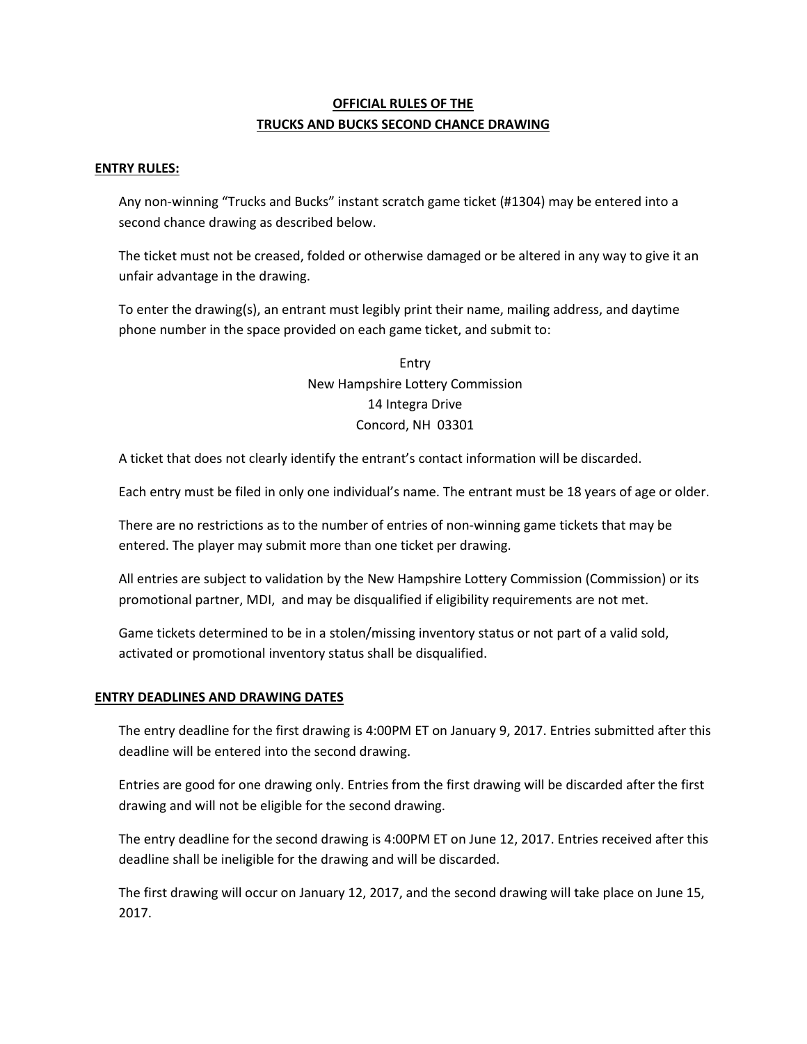# OFFICIAL RULES OF THE TRUCKS AND BUCKS SECOND CHANCE DRAWING

## ENTRY RULES:

Any non-winning "Trucks and Bucks" instant scratch game ticket (#1304) may be entered into a second chance drawing as described below.

The ticket must not be creased, folded or otherwise damaged or be altered in any way to give it an unfair advantage in the drawing.

To enter the drawing(s), an entrant must legibly print their name, mailing address, and daytime phone number in the space provided on each game ticket, and submit to:

Entry
New Hampshire Lottery Commission
14 Integra Drive
Concord, NH 03301

A ticket that does not clearly identify the entrant's contact information will be discarded.

Each entry must be filed in only one individual's name. The entrant must be 18 years of age or older.

There are no restrictions as to the number of entries of non-winning game tickets that may be entered. The player may submit more than one ticket per drawing.

All entries are subject to validation by the New Hampshire Lottery Commission (Commission) or its promotional partner, MDI, and may be disqualified if eligibility requirements are not met.

Game tickets determined to be in a stolen/missing inventory status or not part of a valid sold, activated or promotional inventory status shall be disqualified.

## ENTRY DEADLINES AND DRAWING DATES

The entry deadline for the first drawing is 4:00PM ET on January 9, 2017. Entries submitted after this deadline will be entered into the second drawing.

Entries are good for one drawing only. Entries from the first drawing will be discarded after the first drawing and will not be eligible for the second drawing.

The entry deadline for the second drawing is 4:00PM ET on June 12, 2017. Entries received after this deadline shall be ineligible for the drawing and will be discarded.

The first drawing will occur on January 12, 2017, and the second drawing will take place on June 15, 2017.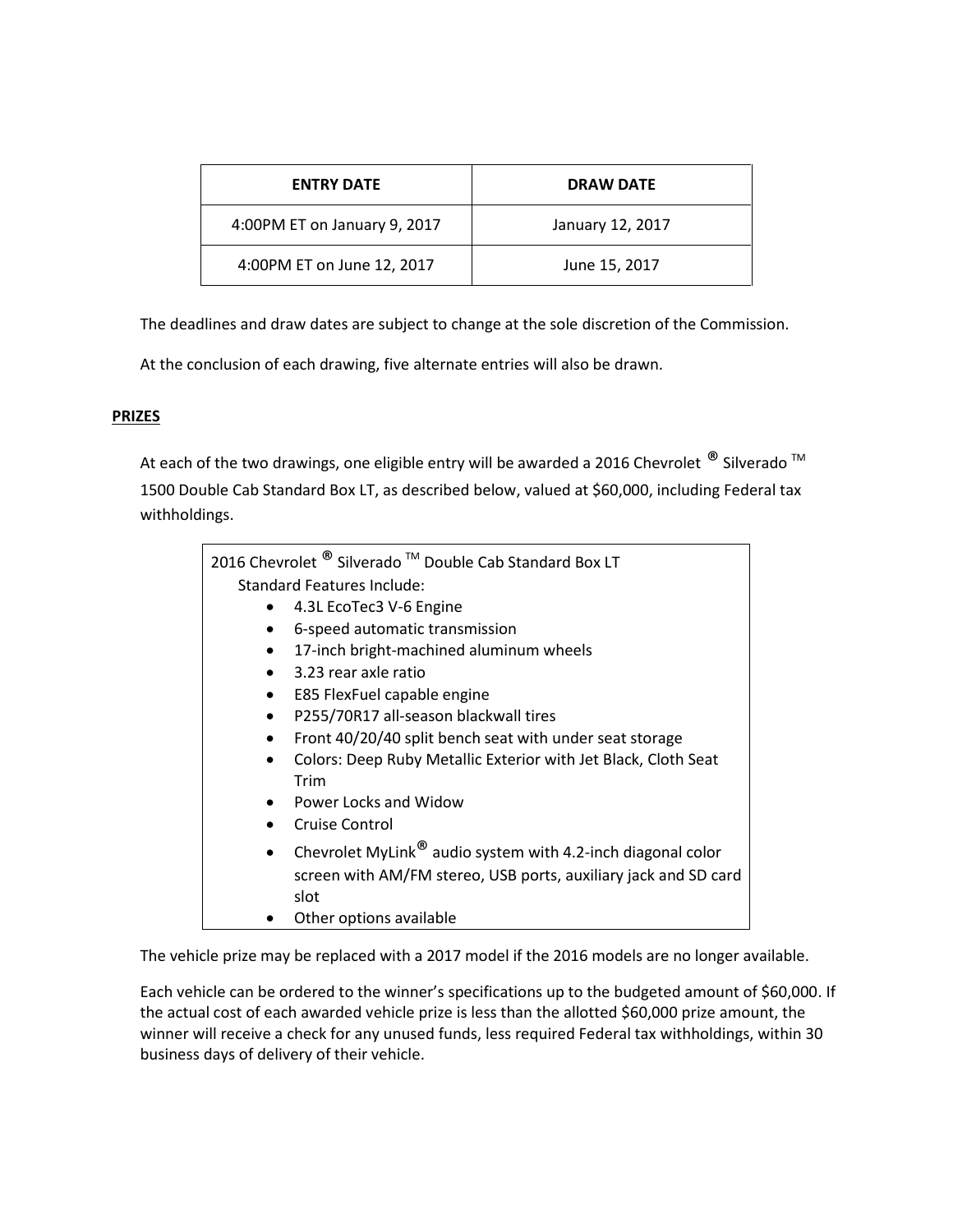| ENTRY DATE | DRAW DATE |
|---|---|
| 4:00PM ET on January 9, 2017 | January 12, 2017 |
| 4:00PM ET on June 12, 2017 | June 15, 2017 |

The deadlines and draw dates are subject to change at the sole discretion of the Commission.

At the conclusion of each drawing, five alternate entries will also be drawn.

**PRIZES**

At each of the two drawings, one eligible entry will be awarded a 2016 Chevrolet ® Silverado ™ 1500 Double Cab Standard Box LT, as described below, valued at $60,000, including Federal tax withholdings.

2016 Chevrolet ® Silverado ™ Double Cab Standard Box LT

Standard Features Include:

- 4.3L EcoTec3 V-6 Engine
- 6-speed automatic transmission
- 17-inch bright-machined aluminum wheels
- 3.23 rear axle ratio
- E85 FlexFuel capable engine
- P255/70R17 all-season blackwall tires
- Front 40/20/40 split bench seat with under seat storage
- Colors: Deep Ruby Metallic Exterior with Jet Black, Cloth Seat Trim
- Power Locks and Widow
- Cruise Control
- Chevrolet MyLink® audio system with 4.2-inch diagonal color screen with AM/FM stereo, USB ports, auxiliary jack and SD card slot
- Other options available

The vehicle prize may be replaced with a 2017 model if the 2016 models are no longer available.

Each vehicle can be ordered to the winner's specifications up to the budgeted amount of $60,000. If the actual cost of each awarded vehicle prize is less than the allotted $60,000 prize amount, the winner will receive a check for any unused funds, less required Federal tax withholdings, within 30 business days of delivery of their vehicle.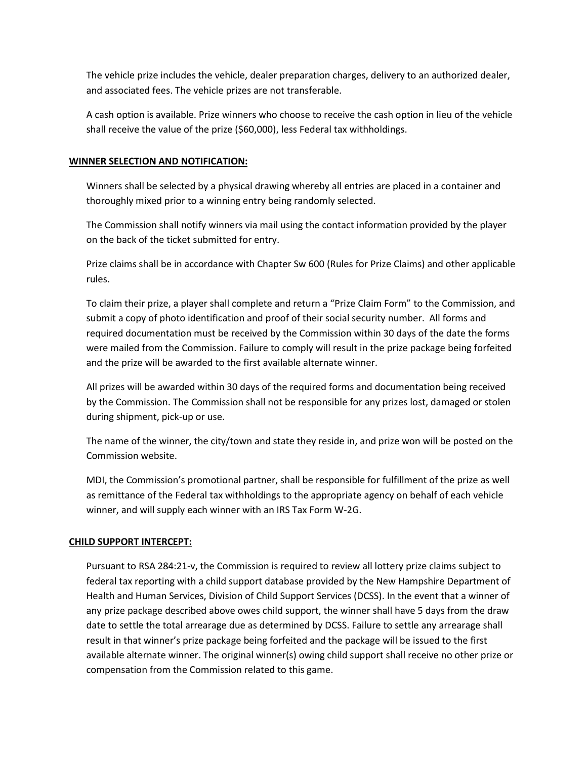The vehicle prize includes the vehicle, dealer preparation charges, delivery to an authorized dealer, and associated fees. The vehicle prizes are not transferable.

A cash option is available. Prize winners who choose to receive the cash option in lieu of the vehicle shall receive the value of the prize ($60,000), less Federal tax withholdings.

**WINNER SELECTION AND NOTIFICATION:**

Winners shall be selected by a physical drawing whereby all entries are placed in a container and thoroughly mixed prior to a winning entry being randomly selected.

The Commission shall notify winners via mail using the contact information provided by the player on the back of the ticket submitted for entry.

Prize claims shall be in accordance with Chapter Sw 600 (Rules for Prize Claims) and other applicable rules.

To claim their prize, a player shall complete and return a "Prize Claim Form" to the Commission, and submit a copy of photo identification and proof of their social security number. All forms and required documentation must be received by the Commission within 30 days of the date the forms were mailed from the Commission. Failure to comply will result in the prize package being forfeited and the prize will be awarded to the first available alternate winner.

All prizes will be awarded within 30 days of the required forms and documentation being received by the Commission. The Commission shall not be responsible for any prizes lost, damaged or stolen during shipment, pick-up or use.

The name of the winner, the city/town and state they reside in, and prize won will be posted on the Commission website.

MDI, the Commission's promotional partner, shall be responsible for fulfillment of the prize as well as remittance of the Federal tax withholdings to the appropriate agency on behalf of each vehicle winner, and will supply each winner with an IRS Tax Form W-2G.

**CHILD SUPPORT INTERCEPT:**

Pursuant to RSA 284:21-v, the Commission is required to review all lottery prize claims subject to federal tax reporting with a child support database provided by the New Hampshire Department of Health and Human Services, Division of Child Support Services (DCSS). In the event that a winner of any prize package described above owes child support, the winner shall have 5 days from the draw date to settle the total arrearage due as determined by DCSS. Failure to settle any arrearage shall result in that winner's prize package being forfeited and the package will be issued to the first available alternate winner. The original winner(s) owing child support shall receive no other prize or compensation from the Commission related to this game.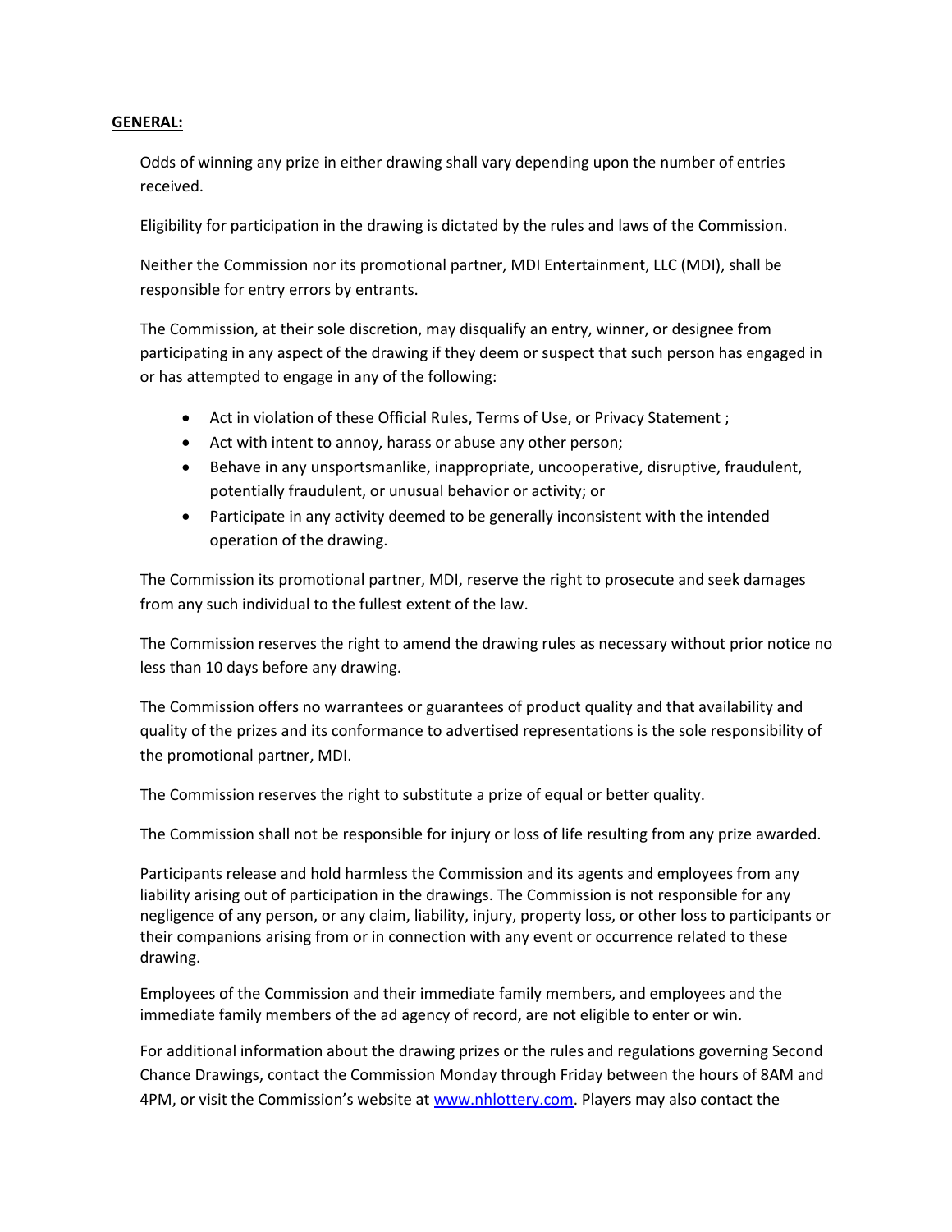**GENERAL:**

Odds of winning any prize in either drawing shall vary depending upon the number of entries received.

Eligibility for participation in the drawing is dictated by the rules and laws of the Commission.

Neither the Commission nor its promotional partner, MDI Entertainment, LLC (MDI), shall be responsible for entry errors by entrants.

The Commission, at their sole discretion, may disqualify an entry, winner, or designee from participating in any aspect of the drawing if they deem or suspect that such person has engaged in or has attempted to engage in any of the following:

- Act in violation of these Official Rules, Terms of Use, or Privacy Statement ;
- Act with intent to annoy, harass or abuse any other person;
- Behave in any unsportsmanlike, inappropriate, uncooperative, disruptive, fraudulent, potentially fraudulent, or unusual behavior or activity; or
- Participate in any activity deemed to be generally inconsistent with the intended operation of the drawing.

The Commission its promotional partner, MDI, reserve the right to prosecute and seek damages from any such individual to the fullest extent of the law.

The Commission reserves the right to amend the drawing rules as necessary without prior notice no less than 10 days before any drawing.

The Commission offers no warrantees or guarantees of product quality and that availability and quality of the prizes and its conformance to advertised representations is the sole responsibility of the promotional partner, MDI.

The Commission reserves the right to substitute a prize of equal or better quality.

The Commission shall not be responsible for injury or loss of life resulting from any prize awarded.

Participants release and hold harmless the Commission and its agents and employees from any liability arising out of participation in the drawings. The Commission is not responsible for any negligence of any person, or any claim, liability, injury, property loss, or other loss to participants or their companions arising from or in connection with any event or occurrence related to these drawing.

Employees of the Commission and their immediate family members, and employees and the immediate family members of the ad agency of record, are not eligible to enter or win.

For additional information about the drawing prizes or the rules and regulations governing Second Chance Drawings, contact the Commission Monday through Friday between the hours of 8AM and 4PM, or visit the Commission's website at [www.nhlottery.com](http://www.nhlottery.com). Players may also contact the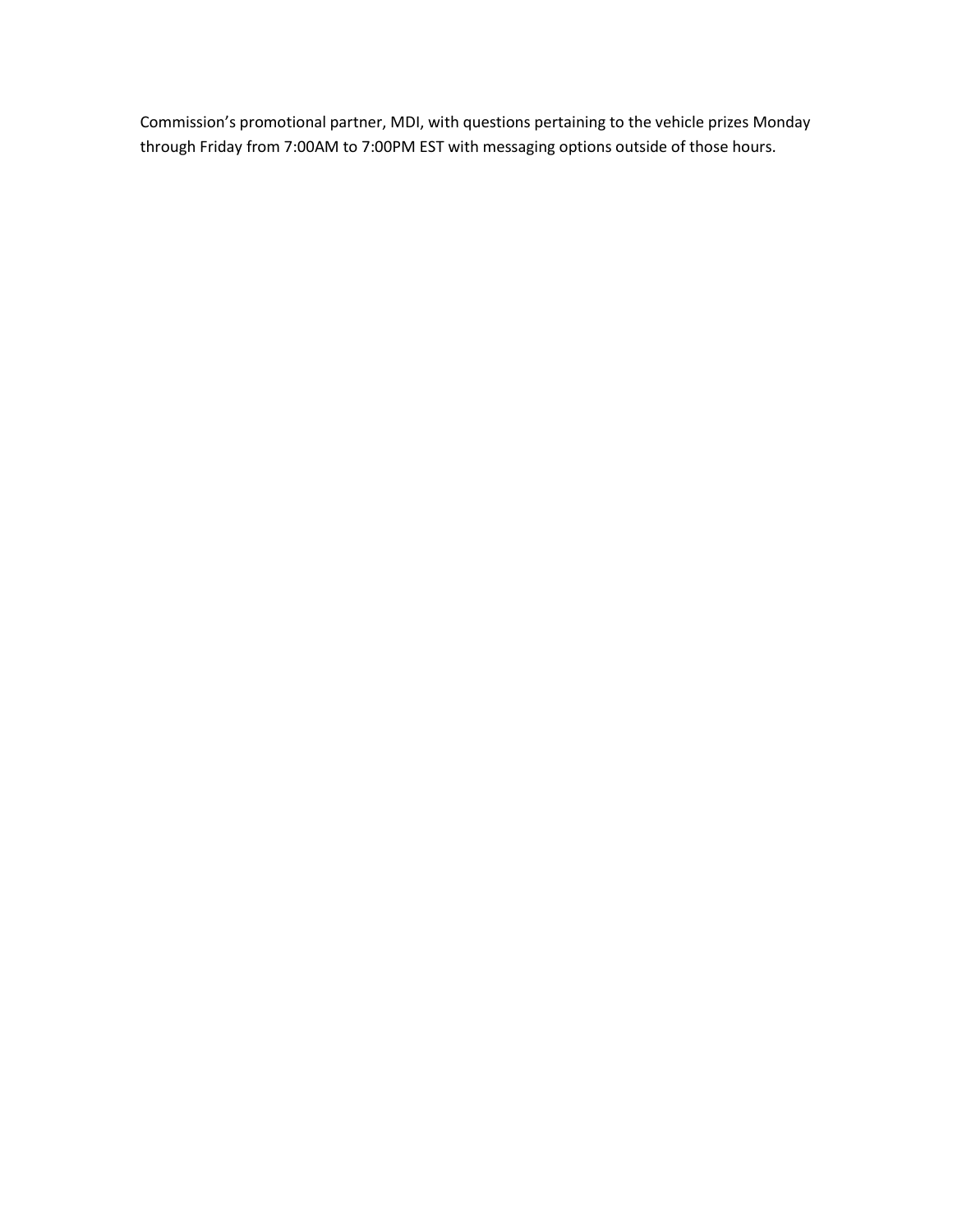Commission's promotional partner, MDI, with questions pertaining to the vehicle prizes Monday through Friday from 7:00AM to 7:00PM EST with messaging options outside of those hours.